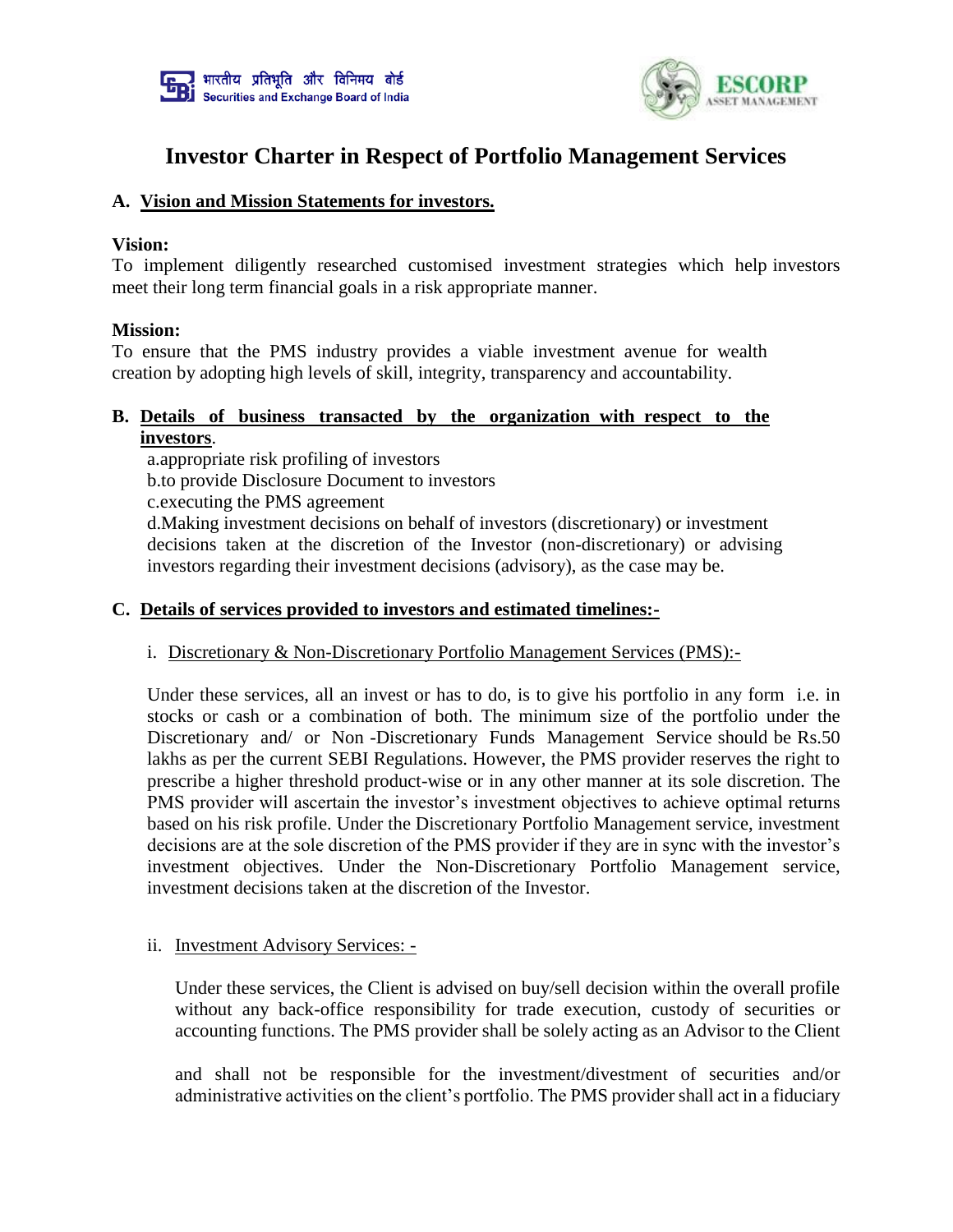# Investor Charter in Respect of Portfolio Management Services

## A. Vision and Mission Statements for investors.

**Vision:**

To implement diligently researched customised investment strategies which help investors meet their long term financial goals in a risk appropriate manner.

**Mission:**

To ensure that the PMS industry provides a viable investment avenue for wealth creation by adopting high levels of skill, integrity, transparency and accountability.

## B. Details of business transacted by the organization with respect to the investors.

a.appropriate risk profiling of investors

b.to provide Disclosure Document to investors

c.executing the PMS agreement

d.Making investment decisions on behalf of investors (discretionary) or investment decisions taken at the discretion of the Investor (non-discretionary) or advising investors regarding their investment decisions (advisory), as the case may be.

## C. Details of services provided to investors and estimated timelines:-

i. Discretionary & Non-Discretionary Portfolio Management Services (PMS):-

Under these services, all an invest or has to do, is to give his portfolio in any form i.e. in stocks or cash or a combination of both. The minimum size of the portfolio under the Discretionary and/ or Non -Discretionary Funds Management Service should be Rs.50 lakhs as per the current SEBI Regulations. However, the PMS provider reserves the right to prescribe a higher threshold product-wise or in any other manner at its sole discretion. The PMS provider will ascertain the investor's investment objectives to achieve optimal returns based on his risk profile. Under the Discretionary Portfolio Management service, investment decisions are at the sole discretion of the PMS provider if they are in sync with the investor's investment objectives. Under the Non-Discretionary Portfolio Management service, investment decisions taken at the discretion of the Investor.

ii. Investment Advisory Services: -

Under these services, the Client is advised on buy/sell decision within the overall profile without any back-office responsibility for trade execution, custody of securities or accounting functions. The PMS provider shall be solely acting as an Advisor to the Client

and shall not be responsible for the investment/divestment of securities and/or administrative activities on the client's portfolio. The PMS provider shall act in a fiduciary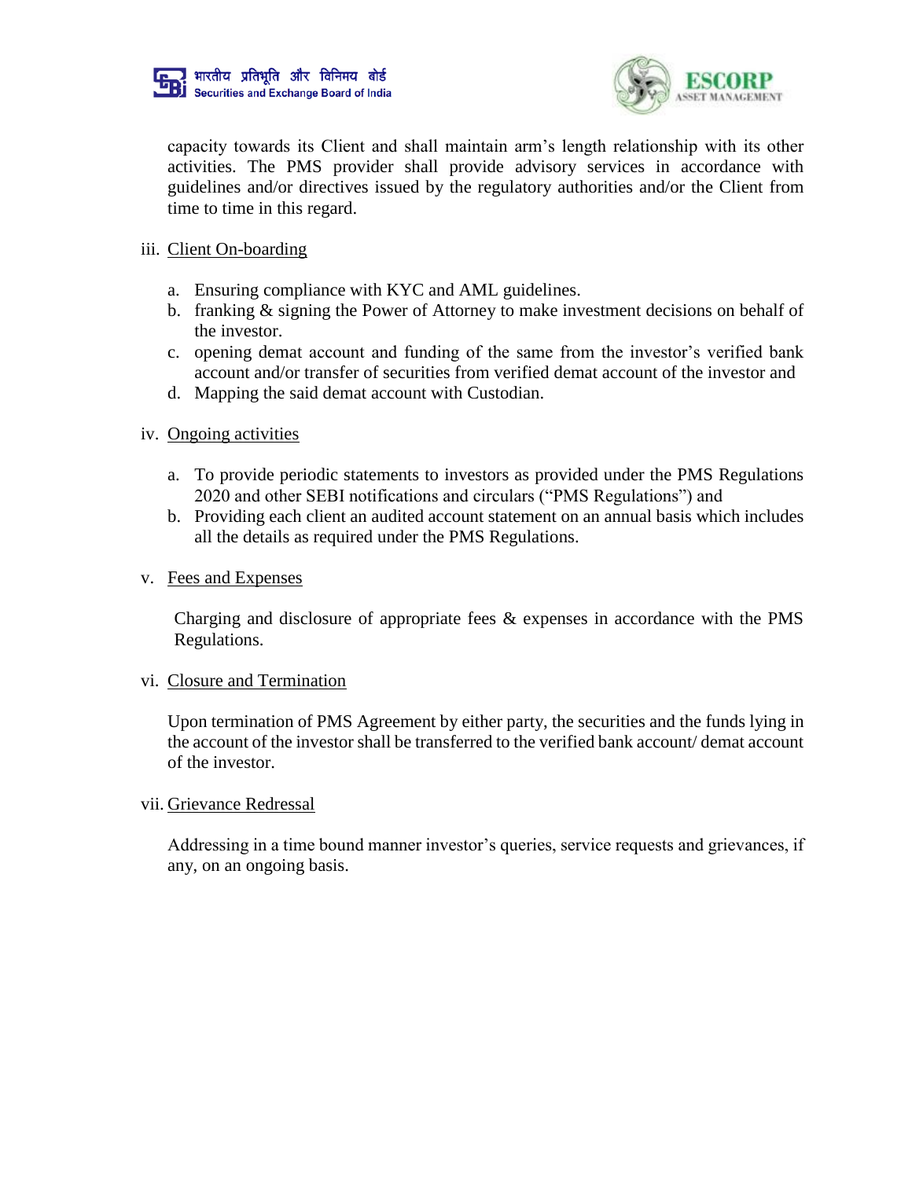capacity towards its Client and shall maintain arm's length relationship with its other activities. The PMS provider shall provide advisory services in accordance with guidelines and/or directives issued by the regulatory authorities and/or the Client from time to time in this regard.

iii. Client On-boarding

   a. Ensuring compliance with KYC and AML guidelines.
   b. franking & signing the Power of Attorney to make investment decisions on behalf of the investor.
   c. opening demat account and funding of the same from the investor's verified bank account and/or transfer of securities from verified demat account of the investor and
   d. Mapping the said demat account with Custodian.

iv. Ongoing activities

   a. To provide periodic statements to investors as provided under the PMS Regulations 2020 and other SEBI notifications and circulars ("PMS Regulations") and
   b. Providing each client an audited account statement on an annual basis which includes all the details as required under the PMS Regulations.

v. Fees and Expenses

   Charging and disclosure of appropriate fees & expenses in accordance with the PMS Regulations.

vi. Closure and Termination

   Upon termination of PMS Agreement by either party, the securities and the funds lying in the account of the investor shall be transferred to the verified bank account/ demat account of the investor.

vii. Grievance Redressal

   Addressing in a time bound manner investor's queries, service requests and grievances, if any, on an ongoing basis.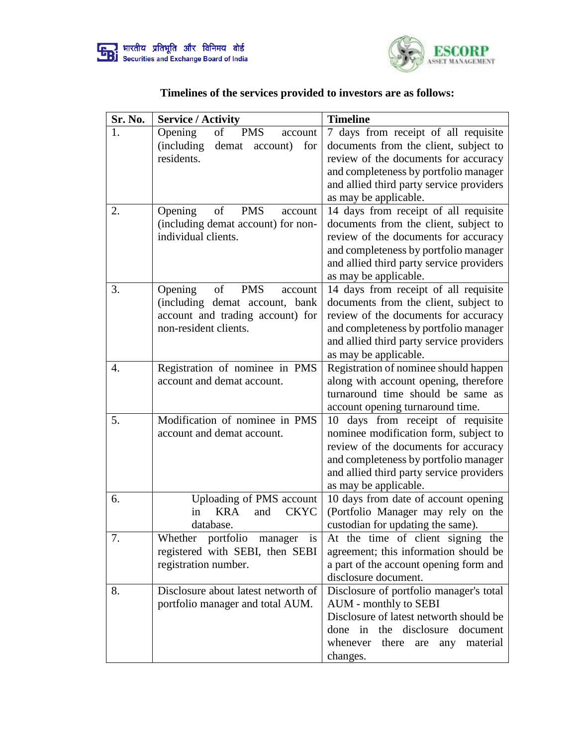## Timelines of the services provided to investors are as follows:

| Sr. No. | Service / Activity | Timeline |
|---|---|---|
| 1. | Opening of PMS account (including demat account) for residents. | 7 days from receipt of all requisite documents from the client, subject to review of the documents for accuracy and completeness by portfolio manager and allied third party service providers as may be applicable. |
| 2. | Opening of PMS account (including demat account) for non-individual clients. | 14 days from receipt of all requisite documents from the client, subject to review of the documents for accuracy and completeness by portfolio manager and allied third party service providers as may be applicable. |
| 3. | Opening of PMS account (including demat account, bank account and trading account) for non-resident clients. | 14 days from receipt of all requisite documents from the client, subject to review of the documents for accuracy and completeness by portfolio manager and allied third party service providers as may be applicable. |
| 4. | Registration of nominee in PMS account and demat account. | Registration of nominee should happen along with account opening, therefore turnaround time should be same as account opening turnaround time. |
| 5. | Modification of nominee in PMS account and demat account. | 10 days from receipt of requisite nominee modification form, subject to review of the documents for accuracy and completeness by portfolio manager and allied third party service providers as may be applicable. |
| 6. | Uploading of PMS account in KRA and CKYC database. | 10 days from date of account opening (Portfolio Manager may rely on the custodian for updating the same). |
| 7. | Whether portfolio manager is registered with SEBI, then SEBI registration number. | At the time of client signing the agreement; this information should be a part of the account opening form and disclosure document. |
| 8. | Disclosure about latest networth of portfolio manager and total AUM. | Disclosure of portfolio manager's total AUM - monthly to SEBI<br>Disclosure of latest networth should be done in the disclosure document whenever there are any material changes. |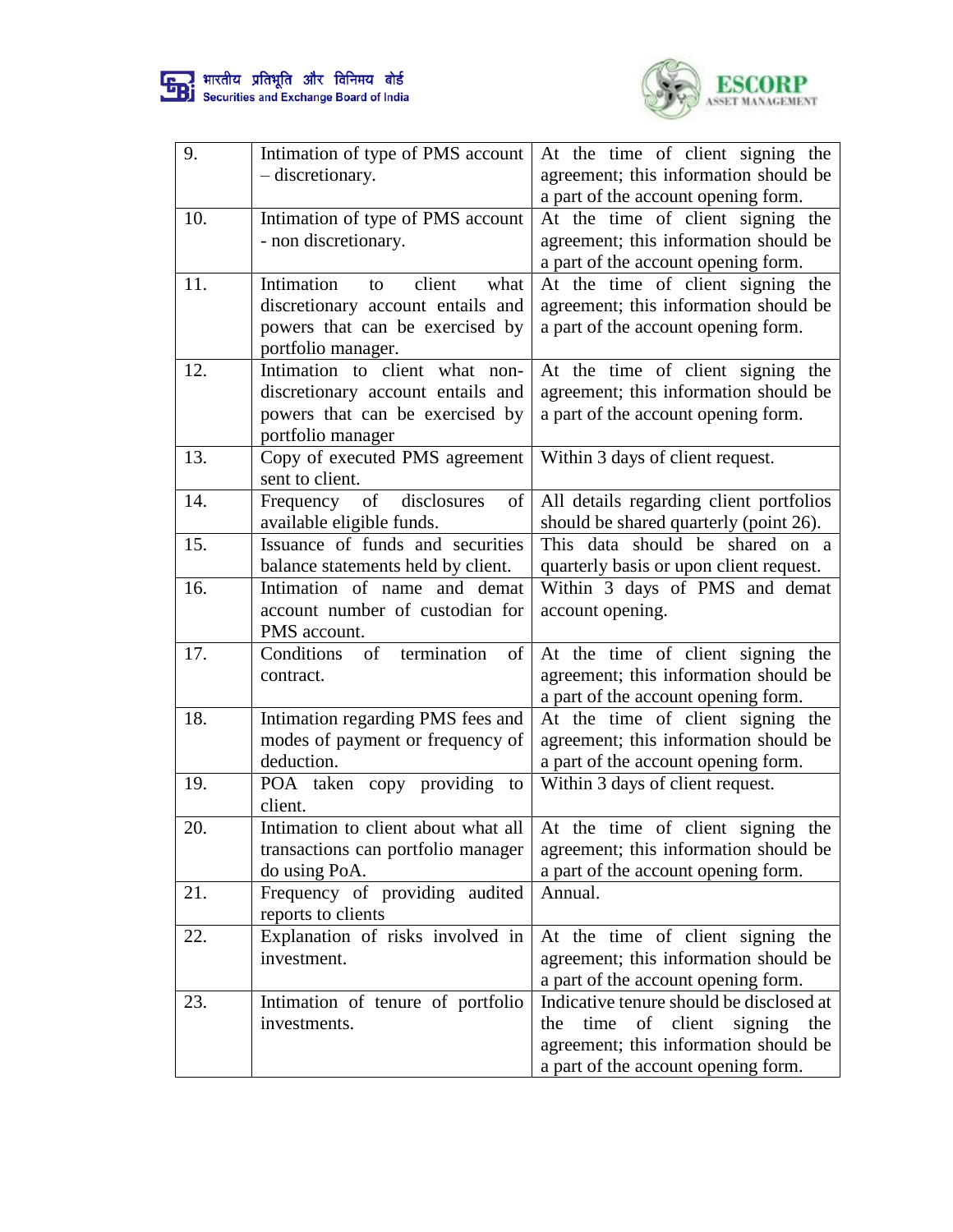| | | |
|---|---|---|
| 9. | Intimation of type of PMS account – discretionary. | At the time of client signing the agreement; this information should be a part of the account opening form. |
| 10. | Intimation of type of PMS account - non discretionary. | At the time of client signing the agreement; this information should be a part of the account opening form. |
| 11. | Intimation to client what discretionary account entails and powers that can be exercised by portfolio manager. | At the time of client signing the agreement; this information should be a part of the account opening form. |
| 12. | Intimation to client what non-discretionary account entails and powers that can be exercised by portfolio manager | At the time of client signing the agreement; this information should be a part of the account opening form. |
| 13. | Copy of executed PMS agreement sent to client. | Within 3 days of client request. |
| 14. | Frequency of disclosures of available eligible funds. | All details regarding client portfolios should be shared quarterly (point 26). |
| 15. | Issuance of funds and securities balance statements held by client. | This data should be shared on a quarterly basis or upon client request. |
| 16. | Intimation of name and demat account number of custodian for PMS account. | Within 3 days of PMS and demat account opening. |
| 17. | Conditions of termination of contract. | At the time of client signing the agreement; this information should be a part of the account opening form. |
| 18. | Intimation regarding PMS fees and modes of payment or frequency of deduction. | At the time of client signing the agreement; this information should be a part of the account opening form. |
| 19. | POA taken copy providing to client. | Within 3 days of client request. |
| 20. | Intimation to client about what all transactions can portfolio manager do using PoA. | At the time of client signing the agreement; this information should be a part of the account opening form. |
| 21. | Frequency of providing audited reports to clients | Annual. |
| 22. | Explanation of risks involved in investment. | At the time of client signing the agreement; this information should be a part of the account opening form. |
| 23. | Intimation of tenure of portfolio investments. | Indicative tenure should be disclosed at the time of client signing the agreement; this information should be a part of the account opening form. |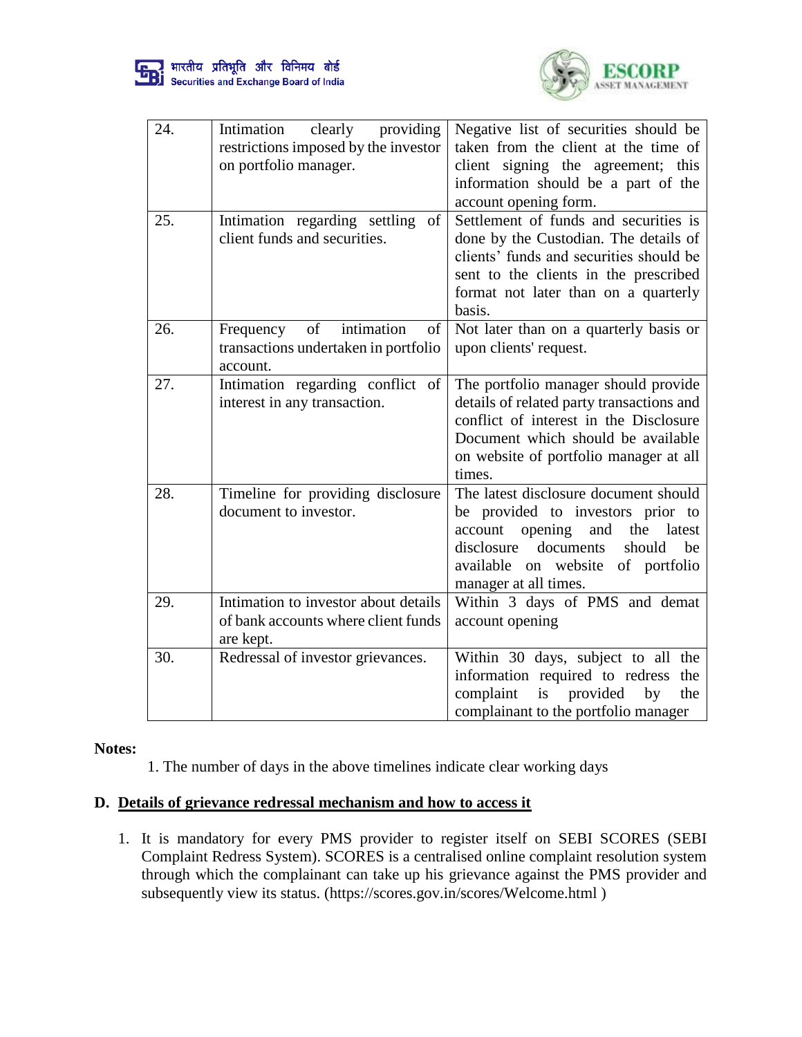| | | |
|---|---|---|
| 24. | Intimation clearly providing restrictions imposed by the investor on portfolio manager. | Negative list of securities should be taken from the client at the time of client signing the agreement; this information should be a part of the account opening form. |
| 25. | Intimation regarding settling of client funds and securities. | Settlement of funds and securities is done by the Custodian. The details of clients' funds and securities should be sent to the clients in the prescribed format not later than on a quarterly basis. |
| 26. | Frequency of intimation of transactions undertaken in portfolio account. | Not later than on a quarterly basis or upon clients' request. |
| 27. | Intimation regarding conflict of interest in any transaction. | The portfolio manager should provide details of related party transactions and conflict of interest in the Disclosure Document which should be available on website of portfolio manager at all times. |
| 28. | Timeline for providing disclosure document to investor. | The latest disclosure document should be provided to investors prior to account opening and the latest disclosure documents should be available on website of portfolio manager at all times. |
| 29. | Intimation to investor about details of bank accounts where client funds are kept. | Within 3 days of PMS and demat account opening |
| 30. | Redressal of investor grievances. | Within 30 days, subject to all the information required to redress the complaint is provided by the complainant to the portfolio manager |

**Notes:**

1. The number of days in the above timelines indicate clear working days

## D. Details of grievance redressal mechanism and how to access it

1. It is mandatory for every PMS provider to register itself on SEBI SCORES (SEBI Complaint Redress System). SCORES is a centralised online complaint resolution system through which the complainant can take up his grievance against the PMS provider and subsequently view its status. (https://scores.gov.in/scores/Welcome.html )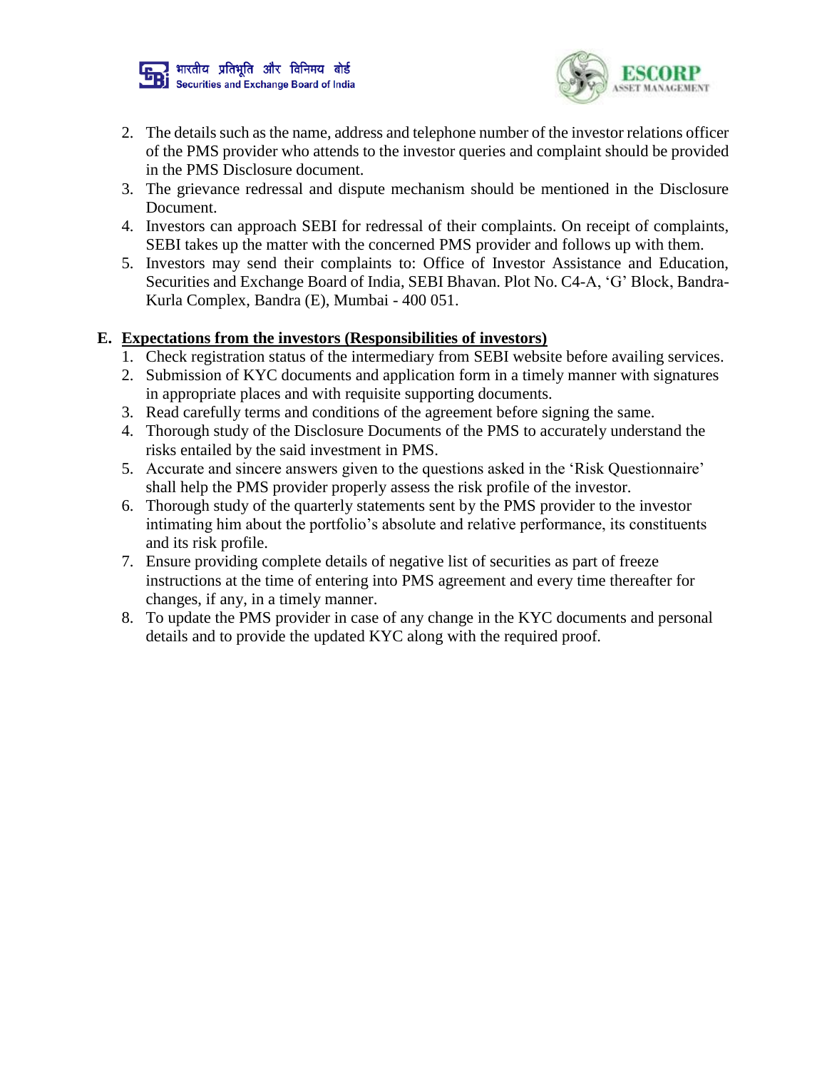2. The details such as the name, address and telephone number of the investor relations officer of the PMS provider who attends to the investor queries and complaint should be provided in the PMS Disclosure document.
3. The grievance redressal and dispute mechanism should be mentioned in the Disclosure Document.
4. Investors can approach SEBI for redressal of their complaints. On receipt of complaints, SEBI takes up the matter with the concerned PMS provider and follows up with them.
5. Investors may send their complaints to: Office of Investor Assistance and Education, Securities and Exchange Board of India, SEBI Bhavan. Plot No. C4-A, 'G' Block, Bandra-Kurla Complex, Bandra (E), Mumbai - 400 051.

**E. <u>Expectations from the investors (Responsibilities of investors)</u>**

1. Check registration status of the intermediary from SEBI website before availing services.
2. Submission of KYC documents and application form in a timely manner with signatures in appropriate places and with requisite supporting documents.
3. Read carefully terms and conditions of the agreement before signing the same.
4. Thorough study of the Disclosure Documents of the PMS to accurately understand the risks entailed by the said investment in PMS.
5. Accurate and sincere answers given to the questions asked in the 'Risk Questionnaire' shall help the PMS provider properly assess the risk profile of the investor.
6. Thorough study of the quarterly statements sent by the PMS provider to the investor intimating him about the portfolio's absolute and relative performance, its constituents and its risk profile.
7. Ensure providing complete details of negative list of securities as part of freeze instructions at the time of entering into PMS agreement and every time thereafter for changes, if any, in a timely manner.
8. To update the PMS provider in case of any change in the KYC documents and personal details and to provide the updated KYC along with the required proof.